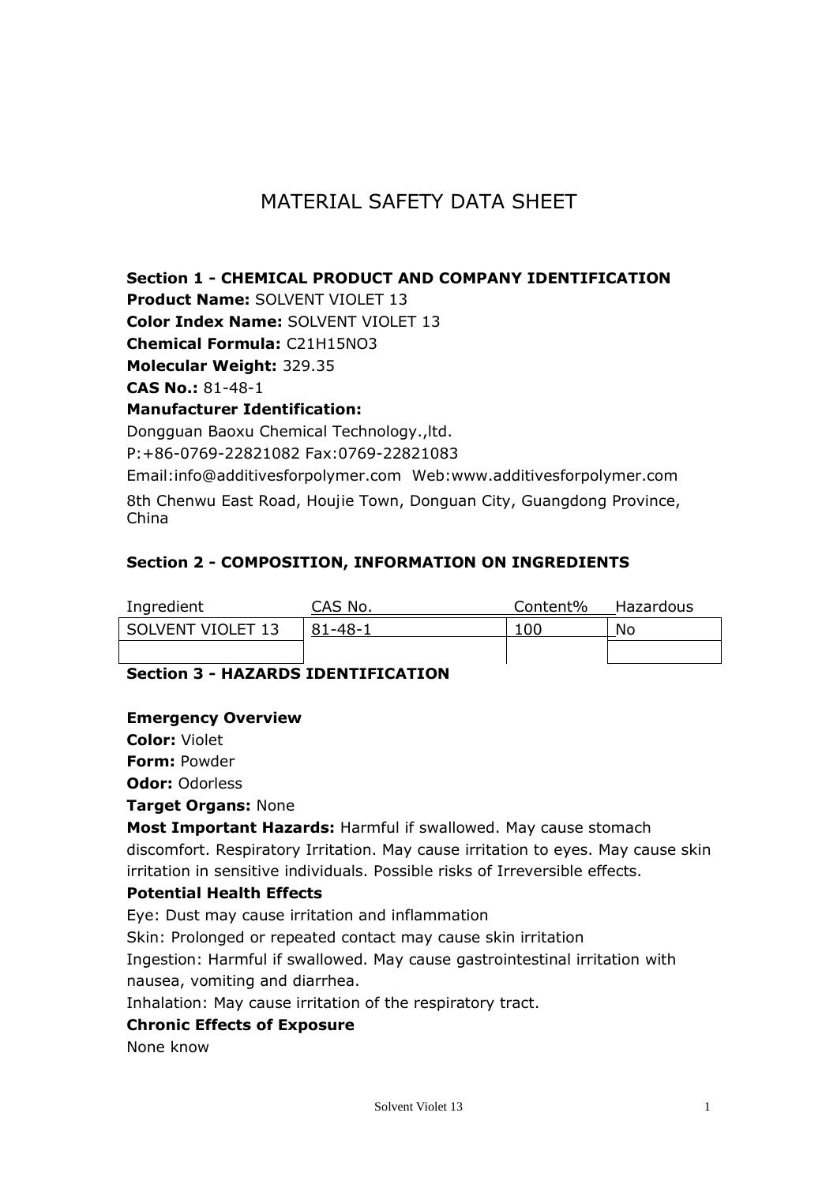# MATERIAL SAFETY DATA SHEET

## Section 1 - CHEMICAL PRODUCT AND COMPANY IDENTIFICATION

**Product Name:** SOLVENT VIOLET 13

**Color Index Name:** SOLVENT VIOLET 13

**Chemical Formula:** $C_{21}H_{15}NO_3$

**Molecular Weight:** 329.35

**CAS No.:** 81-48-1

**Manufacturer Identification:**

Dongguan Baoxu Chemical Technology.,ltd.

P:+86-0769-22821082 Fax:0769-22821083

Email:info@additivesforpolymer.com Web:www.additivesforpolymer.com

8th Chenwu East Road, Houjie Town, Donguan City, Guangdong Province, China

## Section 2 - COMPOSITION, INFORMATION ON INGREDIENTS

| Ingredient | CAS No. | Content% | Hazardous |
|---|---|---|---|
| SOLVENT VIOLET 13 | 81-48-1 | 100 | No |
| | | | |

## Section 3 - HAZARDS IDENTIFICATION

**Emergency Overview**

**Color:** Violet

**Form:** Powder

**Odor:** Odorless

**Target Organs:** None

**Most Important Hazards:** Harmful if swallowed. May cause stomach discomfort. Respiratory Irritation. May cause irritation to eyes. May cause skin irritation in sensitive individuals. Possible risks of Irreversible effects.

**Potential Health Effects**

Eye: Dust may cause irritation and inflammation

Skin: Prolonged or repeated contact may cause skin irritation

Ingestion: Harmful if swallowed. May cause gastrointestinal irritation with nausea, vomiting and diarrhea.

Inhalation: May cause irritation of the respiratory tract.

**Chronic Effects of Exposure**

None know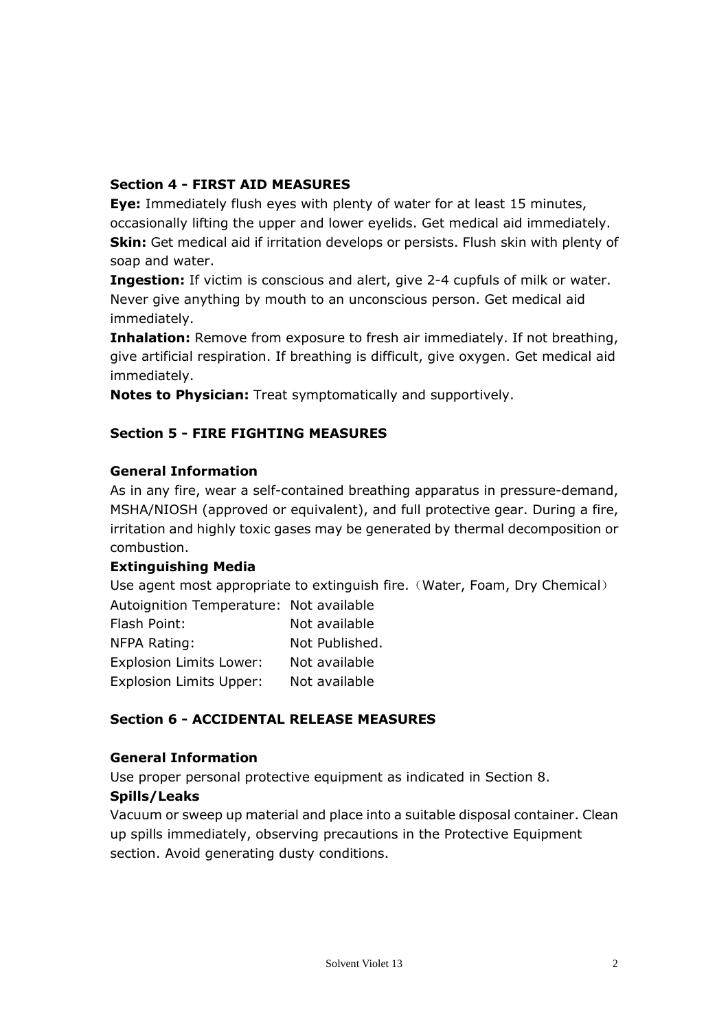### Section 4 - FIRST AID MEASURES

**Eye:** Immediately flush eyes with plenty of water for at least 15 minutes, occasionally lifting the upper and lower eyelids. Get medical aid immediately.

**Skin:** Get medical aid if irritation develops or persists. Flush skin with plenty of soap and water.

**Ingestion:** If victim is conscious and alert, give 2-4 cupfuls of milk or water. Never give anything by mouth to an unconscious person. Get medical aid immediately.

**Inhalation:** Remove from exposure to fresh air immediately. If not breathing, give artificial respiration. If breathing is difficult, give oxygen. Get medical aid immediately.

**Notes to Physician:** Treat symptomatically and supportively.

### Section 5 - FIRE FIGHTING MEASURES

**General Information**

As in any fire, wear a self-contained breathing apparatus in pressure-demand, MSHA/NIOSH (approved or equivalent), and full protective gear. During a fire, irritation and highly toxic gases may be generated by thermal decomposition or combustion.

**Extinguishing Media**

Use agent most appropriate to extinguish fire.（Water, Foam, Dry Chemical）

| | |
|---|---|
| Autoignition Temperature: | Not available |
| Flash Point: | Not available |
| NFPA Rating: | Not Published. |
| Explosion Limits Lower: | Not available |
| Explosion Limits Upper: | Not available |

### Section 6 - ACCIDENTAL RELEASE MEASURES

**General Information**

Use proper personal protective equipment as indicated in Section 8.

**Spills/Leaks**

Vacuum or sweep up material and place into a suitable disposal container. Clean up spills immediately, observing precautions in the Protective Equipment section. Avoid generating dusty conditions.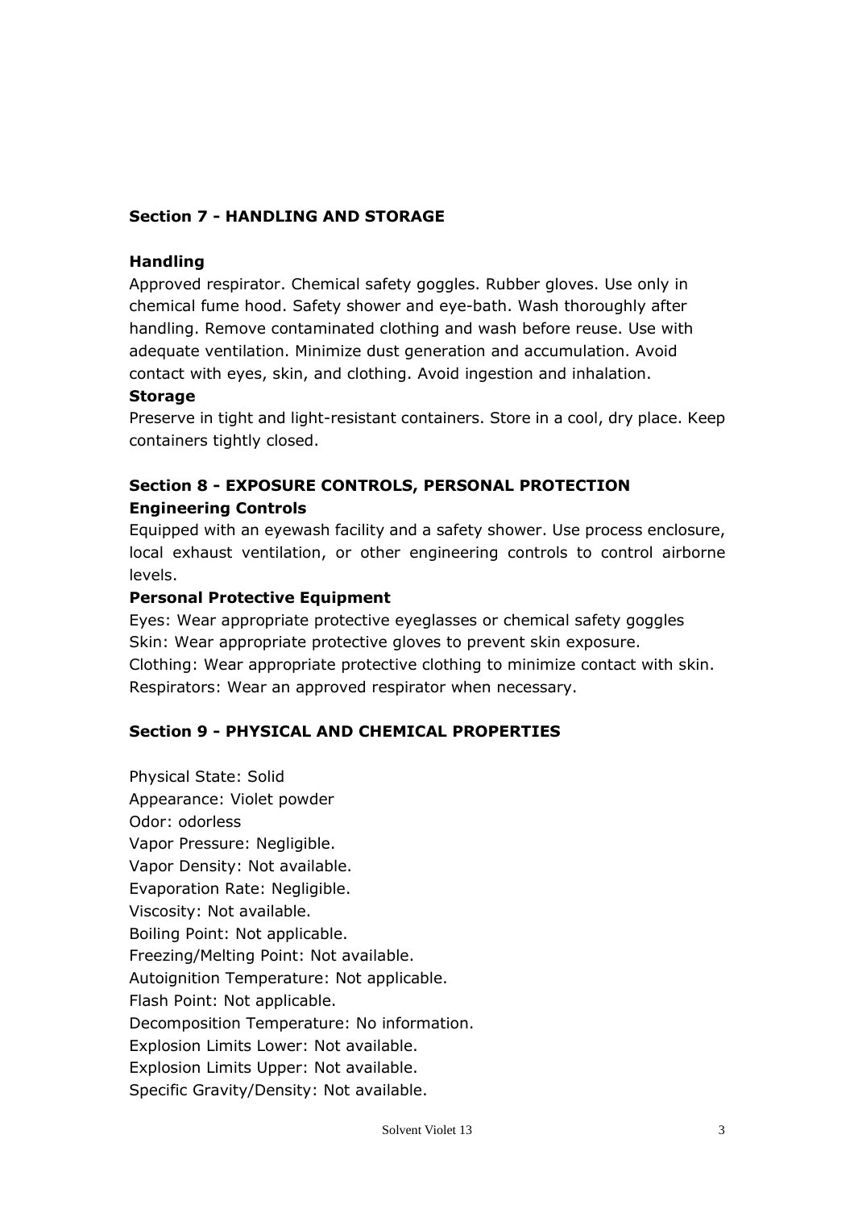## Section 7 - HANDLING AND STORAGE

### Handling

Approved respirator. Chemical safety goggles. Rubber gloves. Use only in chemical fume hood. Safety shower and eye-bath. Wash thoroughly after handling. Remove contaminated clothing and wash before reuse. Use with adequate ventilation. Minimize dust generation and accumulation. Avoid contact with eyes, skin, and clothing. Avoid ingestion and inhalation.

### Storage

Preserve in tight and light-resistant containers. Store in a cool, dry place. Keep containers tightly closed.

## Section 8 - EXPOSURE CONTROLS, PERSONAL PROTECTION

### Engineering Controls

Equipped with an eyewash facility and a safety shower. Use process enclosure, local exhaust ventilation, or other engineering controls to control airborne levels.

### Personal Protective Equipment

Eyes: Wear appropriate protective eyeglasses or chemical safety goggles
Skin: Wear appropriate protective gloves to prevent skin exposure.
Clothing: Wear appropriate protective clothing to minimize contact with skin.
Respirators: Wear an approved respirator when necessary.

## Section 9 - PHYSICAL AND CHEMICAL PROPERTIES

Physical State: Solid
Appearance: Violet powder
Odor: odorless
Vapor Pressure: Negligible.
Vapor Density: Not available.
Evaporation Rate: Negligible.
Viscosity: Not available.
Boiling Point: Not applicable.
Freezing/Melting Point: Not available.
Autoignition Temperature: Not applicable.
Flash Point: Not applicable.
Decomposition Temperature: No information.
Explosion Limits Lower: Not available.
Explosion Limits Upper: Not available.
Specific Gravity/Density: Not available.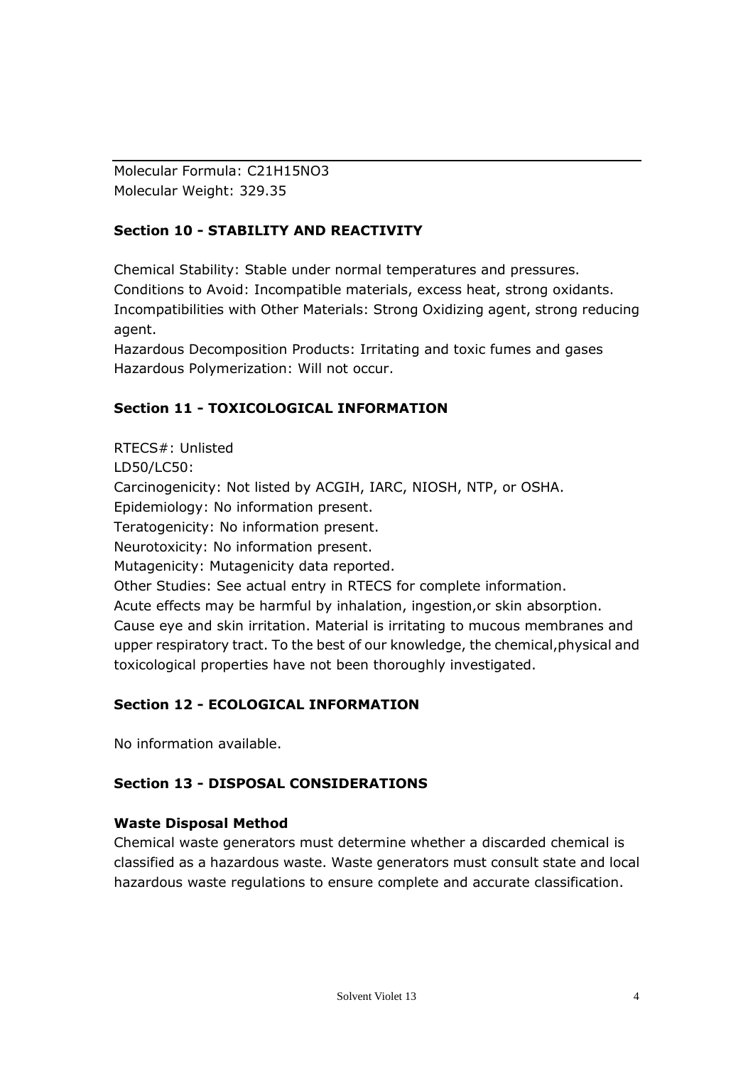Molecular Formula: $C_{21}H_{15}NO_3$
Molecular Weight: 329.35

## Section 10 - STABILITY AND REACTIVITY

Chemical Stability: Stable under normal temperatures and pressures.
Conditions to Avoid: Incompatible materials, excess heat, strong oxidants.
Incompatibilities with Other Materials: Strong Oxidizing agent, strong reducing agent.
Hazardous Decomposition Products: Irritating and toxic fumes and gases
Hazardous Polymerization: Will not occur.

## Section 11 - TOXICOLOGICAL INFORMATION

RTECS#: Unlisted
LD50/LC50:
Carcinogenicity: Not listed by ACGIH, IARC, NIOSH, NTP, or OSHA.
Epidemiology: No information present.
Teratogenicity: No information present.
Neurotoxicity: No information present.
Mutagenicity: Mutagenicity data reported.
Other Studies: See actual entry in RTECS for complete information.
Acute effects may be harmful by inhalation, ingestion,or skin absorption. Cause eye and skin irritation. Material is irritating to mucous membranes and upper respiratory tract. To the best of our knowledge, the chemical,physical and toxicological properties have not been thoroughly investigated.

## Section 12 - ECOLOGICAL INFORMATION

No information available.

## Section 13 - DISPOSAL CONSIDERATIONS

### Waste Disposal Method

Chemical waste generators must determine whether a discarded chemical is classified as a hazardous waste. Waste generators must consult state and local hazardous waste regulations to ensure complete and accurate classification.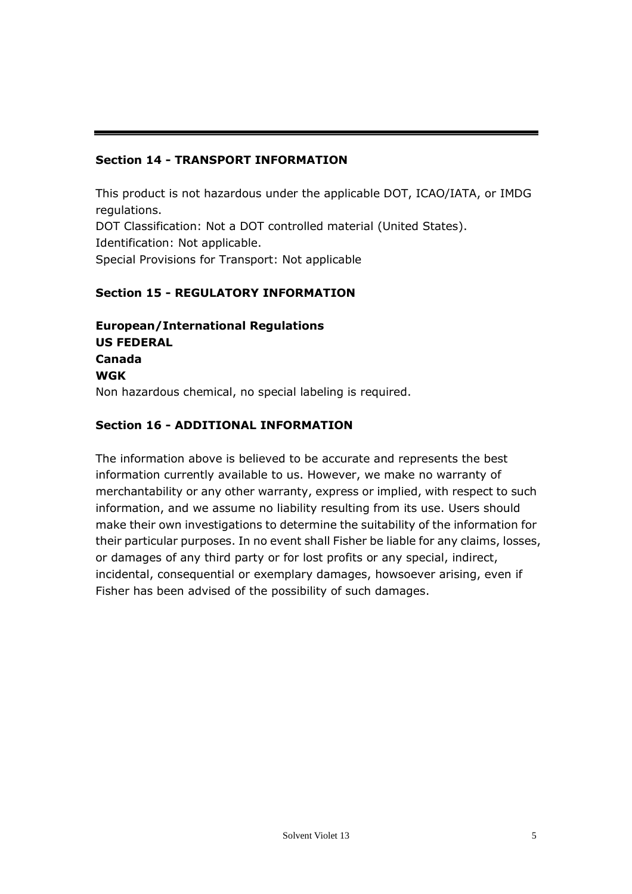## Section 14 - TRANSPORT INFORMATION

This product is not hazardous under the applicable DOT, ICAO/IATA, or IMDG regulations.
DOT Classification: Not a DOT controlled material (United States).
Identification: Not applicable.
Special Provisions for Transport: Not applicable

## Section 15 - REGULATORY INFORMATION

**European/International Regulations**
**US FEDERAL**
**Canada**
**WGK**
Non hazardous chemical, no special labeling is required.

## Section 16 - ADDITIONAL INFORMATION

The information above is believed to be accurate and represents the best information currently available to us. However, we make no warranty of merchantability or any other warranty, express or implied, with respect to such information, and we assume no liability resulting from its use. Users should make their own investigations to determine the suitability of the information for their particular purposes. In no event shall Fisher be liable for any claims, losses, or damages of any third party or for lost profits or any special, indirect, incidental, consequential or exemplary damages, howsoever arising, even if Fisher has been advised of the possibility of such damages.